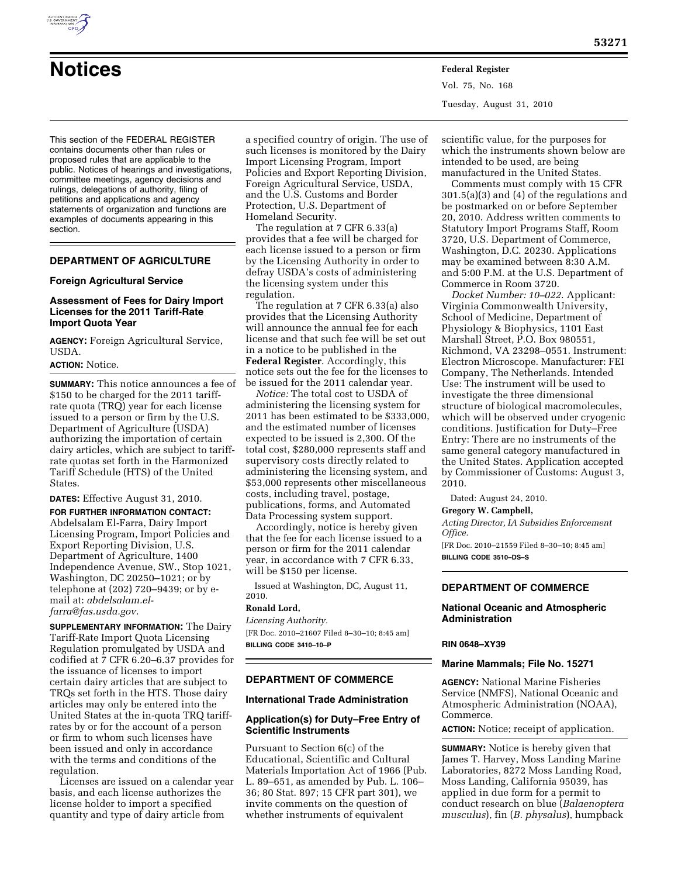# Notices

This section of the FEDERAL REGISTER contains documents other than rules or proposed rules that are applicable to the public. Notices of hearings and investigations, committee meetings, agency decisions and rulings, delegations of authority, filing of petitions and applications and agency statements of organization and functions are examples of documents appearing in this section.

## DEPARTMENT OF AGRICULTURE

### Foreign Agricultural Service

### Assessment of Fees for Dairy Import Licenses for the 2011 Tariff-Rate Import Quota Year

**AGENCY:** Foreign Agricultural Service, USDA.

**ACTION:** Notice.

**SUMMARY:** This notice announces a fee of $150 to be charged for the 2011 tariff-rate quota (TRQ) year for each license issued to a person or firm by the U.S. Department of Agriculture (USDA) authorizing the importation of certain dairy articles, which are subject to tariff-rate quotas set forth in the Harmonized Tariff Schedule (HTS) of the United States.

**DATES:** Effective August 31, 2010.

**FOR FURTHER INFORMATION CONTACT:** Abdelsalam El-Farra, Dairy Import Licensing Program, Import Policies and Export Reporting Division, U.S. Department of Agriculture, 1400 Independence Avenue, SW., Stop 1021, Washington, DC 20250–1021; or by telephone at (202) 720–9439; or by e-mail at: *abdelsalam.el-farra@fas.usda.gov.*

**SUPPLEMENTARY INFORMATION:** The Dairy Tariff-Rate Import Quota Licensing Regulation promulgated by USDA and codified at 7 CFR 6.20–6.37 provides for the issuance of licenses to import certain dairy articles that are subject to TRQs set forth in the HTS. Those dairy articles may only be entered into the United States at the in-quota TRQ tariff-rates by or for the account of a person or firm to whom such licenses have been issued and only in accordance with the terms and conditions of the regulation.

Licenses are issued on a calendar year basis, and each license authorizes the license holder to import a specified quantity and type of dairy article from a specified country of origin. The use of such licenses is monitored by the Dairy Import Licensing Program, Import Policies and Export Reporting Division, Foreign Agricultural Service, USDA, and the U.S. Customs and Border Protection, U.S. Department of Homeland Security.

The regulation at 7 CFR 6.33(a) provides that a fee will be charged for each license issued to a person or firm by the Licensing Authority in order to defray USDA's costs of administering the licensing system under this regulation.

The regulation at 7 CFR 6.33(a) also provides that the Licensing Authority will announce the annual fee for each license and that such fee will be set out in a notice to be published in the **Federal Register**. Accordingly, this notice sets out the fee for the licenses to be issued for the 2011 calendar year.

*Notice:* The total cost to USDA of administering the licensing system for 2011 has been estimated to be $333,000, and the estimated number of licenses expected to be issued is 2,300. Of the total cost, $280,000 represents staff and supervisory costs directly related to administering the licensing system, and $53,000 represents other miscellaneous costs, including travel, postage, publications, forms, and Automated Data Processing system support.

Accordingly, notice is hereby given that the fee for each license issued to a person or firm for the 2011 calendar year, in accordance with 7 CFR 6.33, will be $150 per license.

Issued at Washington, DC, August 11, 2010.

**Ronald Lord,**

*Licensing Authority.*

[FR Doc. 2010–21607 Filed 8–30–10; 8:45 am]

**BILLING CODE 3410–10–P**

## DEPARTMENT OF COMMERCE

### International Trade Administration

### Application(s) for Duty–Free Entry of Scientific Instruments

Pursuant to Section 6(c) of the Educational, Scientific and Cultural Materials Importation Act of 1966 (Pub. L. 89–651, as amended by Pub. L. 106–36; 80 Stat. 897; 15 CFR part 301), we invite comments on the question of whether instruments of equivalent scientific value, for the purposes for which the instruments shown below are intended to be used, are being manufactured in the United States.

Comments must comply with 15 CFR 301.5(a)(3) and (4) of the regulations and be postmarked on or before September 20, 2010. Address written comments to Statutory Import Programs Staff, Room 3720, U.S. Department of Commerce, Washington, D.C. 20230. Applications may be examined between 8:30 A.M. and 5:00 P.M. at the U.S. Department of Commerce in Room 3720.

*Docket Number: 10–022.* Applicant: Virginia Commonwealth University, School of Medicine, Department of Physiology & Biophysics, 1101 East Marshall Street, P.O. Box 980551, Richmond, VA 23298–0551. Instrument: Electron Microscope. Manufacturer: FEI Company, The Netherlands. Intended Use: The instrument will be used to investigate the three dimensional structure of biological macromolecules, which will be observed under cryogenic conditions. Justification for Duty–Free Entry: There are no instruments of the same general category manufactured in the United States. Application accepted by Commissioner of Customs: August 3, 2010.

Dated: August 24, 2010.

**Gregory W. Campbell,**

*Acting Director, IA Subsidies Enforcement Office.*

[FR Doc. 2010–21559 Filed 8–30–10; 8:45 am]

**BILLING CODE 3510–DS–S**

## DEPARTMENT OF COMMERCE

### National Oceanic and Atmospheric Administration

**RIN 0648–XY39**

### Marine Mammals; File No. 15271

**AGENCY:** National Marine Fisheries Service (NMFS), National Oceanic and Atmospheric Administration (NOAA), Commerce.

**ACTION:** Notice; receipt of application.

**SUMMARY:** Notice is hereby given that James T. Harvey, Moss Landing Marine Laboratories, 8272 Moss Landing Road, Moss Landing, California 95039, has applied in due form for a permit to conduct research on blue (*Balaenoptera musculus*), fin (*B. physalus*), humpback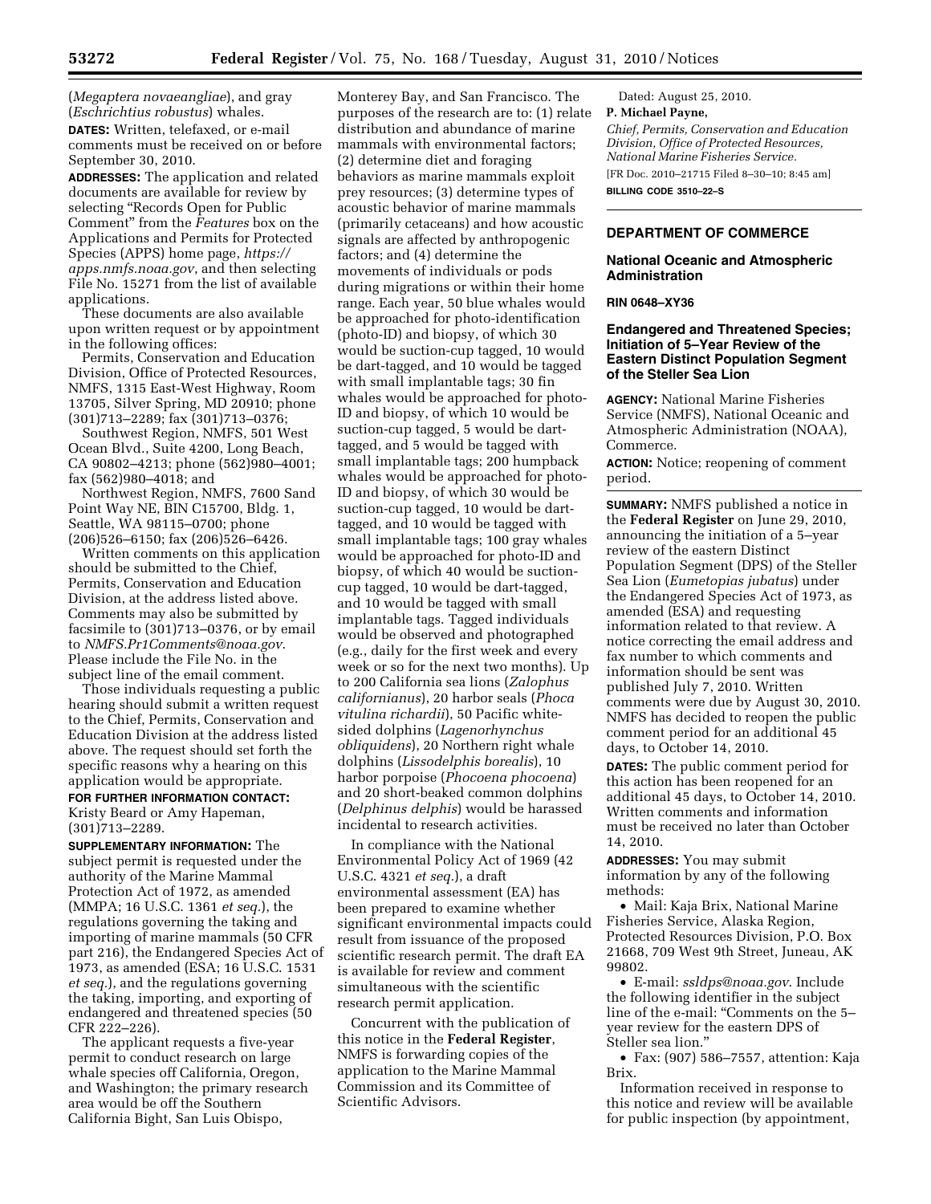(*Megaptera novaeangliae*), and gray (*Eschrichtius robustus*) whales.

**DATES:** Written, telefaxed, or e-mail comments must be received on or before September 30, 2010.

**ADDRESSES:** The application and related documents are available for review by selecting "Records Open for Public Comment" from the *Features* box on the Applications and Permits for Protected Species (APPS) home page, *https://apps.nmfs.noaa.gov*, and then selecting File No. 15271 from the list of available applications.

These documents are also available upon written request or by appointment in the following offices:

Permits, Conservation and Education Division, Office of Protected Resources, NMFS, 1315 East-West Highway, Room 13705, Silver Spring, MD 20910; phone (301)713–2289; fax (301)713–0376;

Southwest Region, NMFS, 501 West Ocean Blvd., Suite 4200, Long Beach, CA 90802–4213; phone (562)980–4001; fax (562)980–4018; and

Northwest Region, NMFS, 7600 Sand Point Way NE, BIN C15700, Bldg. 1, Seattle, WA 98115–0700; phone (206)526–6150; fax (206)526–6426.

Written comments on this application should be submitted to the Chief, Permits, Conservation and Education Division, at the address listed above. Comments may also be submitted by facsimile to (301)713–0376, or by email to *NMFS.Pr1Comments@noaa.gov*. Please include the File No. in the subject line of the email comment.

Those individuals requesting a public hearing should submit a written request to the Chief, Permits, Conservation and Education Division at the address listed above. The request should set forth the specific reasons why a hearing on this application would be appropriate.

**FOR FURTHER INFORMATION CONTACT:** Kristy Beard or Amy Hapeman, (301)713–2289.

**SUPPLEMENTARY INFORMATION:** The subject permit is requested under the authority of the Marine Mammal Protection Act of 1972, as amended (MMPA; 16 U.S.C. 1361 *et seq.*), the regulations governing the taking and importing of marine mammals (50 CFR part 216), the Endangered Species Act of 1973, as amended (ESA; 16 U.S.C. 1531 *et seq.*), and the regulations governing the taking, importing, and exporting of endangered and threatened species (50 CFR 222–226).

The applicant requests a five-year permit to conduct research on large whale species off California, Oregon, and Washington; the primary research area would be off the Southern California Bight, San Luis Obispo, Monterey Bay, and San Francisco. The purposes of the research are to: (1) relate distribution and abundance of marine mammals with environmental factors; (2) determine diet and foraging behaviors as marine mammals exploit prey resources; (3) determine types of acoustic behavior of marine mammals (primarily cetaceans) and how acoustic signals are affected by anthropogenic factors; and (4) determine the movements of individuals or pods during migrations or within their home range. Each year, 50 blue whales would be approached for photo-identification (photo-ID) and biopsy, of which 30 would be suction-cup tagged, 10 would be dart-tagged, and 10 would be tagged with small implantable tags; 30 fin whales would be approached for photo-ID and biopsy, of which 10 would be suction-cup tagged, 5 would be dart-tagged, and 5 would be tagged with small implantable tags; 200 humpback whales would be approached for photo-ID and biopsy, of which 30 would be suction-cup tagged, 10 would be dart-tagged, and 10 would be tagged with small implantable tags; 100 gray whales would be approached for photo-ID and biopsy, of which 40 would be suction-cup tagged, 10 would be dart-tagged, and 10 would be tagged with small implantable tags. Tagged individuals would be observed and photographed (e.g., daily for the first week and every week or so for the next two months). Up to 200 California sea lions (*Zalophus californianus*), 20 harbor seals (*Phoca vitulina richardii*), 50 Pacific white-sided dolphins (*Lagenorhynchus obliquidens*), 20 Northern right whale dolphins (*Lissodelphis borealis*), 10 harbor porpoise (*Phocoena phocoena*) and 20 short-beaked common dolphins (*Delphinus delphis*) would be harassed incidental to research activities.

In compliance with the National Environmental Policy Act of 1969 (42 U.S.C. 4321 *et seq.*), a draft environmental assessment (EA) has been prepared to examine whether significant environmental impacts could result from issuance of the proposed scientific research permit. The draft EA is available for review and comment simultaneous with the scientific research permit application.

Concurrent with the publication of this notice in the **Federal Register**, NMFS is forwarding copies of the application to the Marine Mammal Commission and its Committee of Scientific Advisors.

Dated: August 25, 2010.

**P. Michael Payne,**

*Chief, Permits, Conservation and Education Division, Office of Protected Resources, National Marine Fisheries Service.*

[FR Doc. 2010–21715 Filed 8–30–10; 8:45 am]

**BILLING CODE 3510–22–S**

## DEPARTMENT OF COMMERCE

### National Oceanic and Atmospheric Administration

**RIN 0648–XY36**

### Endangered and Threatened Species; Initiation of 5–Year Review of the Eastern Distinct Population Segment of the Steller Sea Lion

**AGENCY:** National Marine Fisheries Service (NMFS), National Oceanic and Atmospheric Administration (NOAA), Commerce.

**ACTION:** Notice; reopening of comment period.

**SUMMARY:** NMFS published a notice in the **Federal Register** on June 29, 2010, announcing the initiation of a 5–year review of the eastern Distinct Population Segment (DPS) of the Steller Sea Lion (*Eumetopias jubatus*) under the Endangered Species Act of 1973, as amended (ESA) and requesting information related to that review. A notice correcting the email address and fax number to which comments and information should be sent was published July 7, 2010. Written comments were due by August 30, 2010. NMFS has decided to reopen the public comment period for an additional 45 days, to October 14, 2010.

**DATES:** The public comment period for this action has been reopened for an additional 45 days, to October 14, 2010. Written comments and information must be received no later than October 14, 2010.

**ADDRESSES:** You may submit information by any of the following methods:

- Mail: Kaja Brix, National Marine Fisheries Service, Alaska Region, Protected Resources Division, P.O. Box 21668, 709 West 9th Street, Juneau, AK 99802.
- E-mail: *ssldps@noaa.gov*. Include the following identifier in the subject line of the e-mail: "Comments on the 5–year review for the eastern DPS of Steller sea lion."
- Fax: (907) 586–7557, attention: Kaja Brix.

Information received in response to this notice and review will be available for public inspection (by appointment,